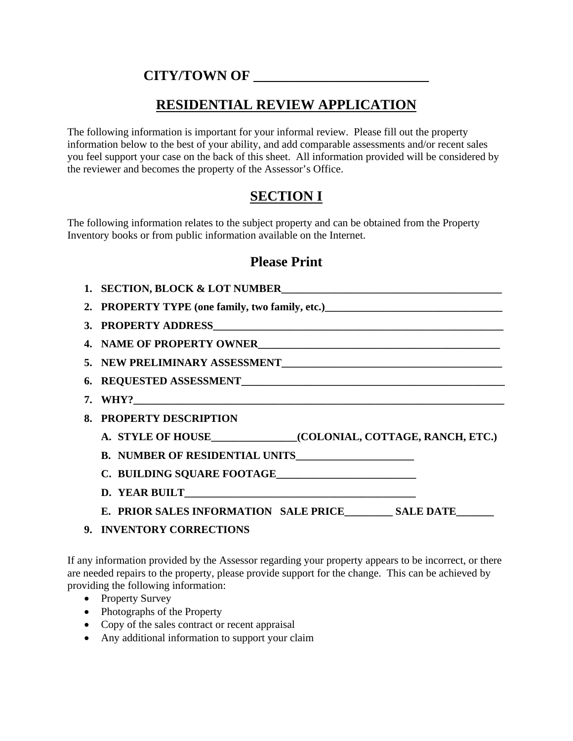# CITY/TOWN OF ___________________________

## RESIDENTIAL REVIEW APPLICATION

The following information is important for your informal review. Please fill out the property information below to the best of your ability, and add comparable assessments and/or recent sales you feel support your case on the back of this sheet. All information provided will be considered by the reviewer and becomes the property of the Assessor's Office.

## SECTION I

The following information relates to the subject property and can be obtained from the Property Inventory books or from public information available on the Internet.

### Please Print

1. **SECTION, BLOCK & LOT NUMBER__________________________________________**
2. **PROPERTY TYPE (one family, two family, etc.)_________________________________**
3. **PROPERTY ADDRESS________________________________________________________**
4. **NAME OF PROPERTY OWNER_______________________________________________**
5. **NEW PRELIMINARY ASSESSMENT__________________________________________**
6. **REQUESTED ASSESSMENT__________________________________________________**
7. **WHY?____________________________________________________________________**
8. **PROPERTY DESCRIPTION**
   A. **STYLE OF HOUSE________________(COLONIAL, COTTAGE, RANCH, ETC.)**
   B. **NUMBER OF RESIDENTIAL UNITS______________________**
   C. **BUILDING SQUARE FOOTAGE__________________________**
   D. **YEAR BUILT____________________________________________**
   E. **PRIOR SALES INFORMATION SALE PRICE_________ SALE DATE_______**
9. **INVENTORY CORRECTIONS**

If any information provided by the Assessor regarding your property appears to be incorrect, or there are needed repairs to the property, please provide support for the change. This can be achieved by providing the following information:

- Property Survey
- Photographs of the Property
- Copy of the sales contract or recent appraisal
- Any additional information to support your claim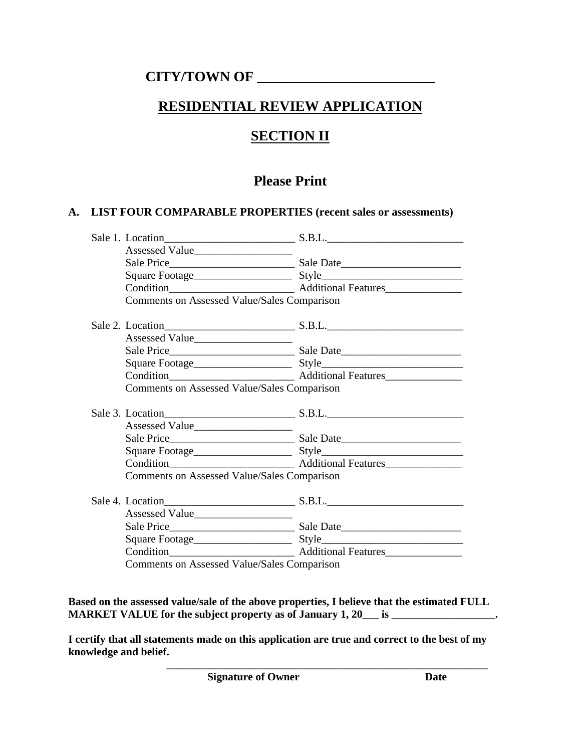# CITY/TOWN OF ________________________

## RESIDENTIAL REVIEW APPLICATION

## SECTION II

### Please Print

**A. LIST FOUR COMPARABLE PROPERTIES (recent sales or assessments)**

Sale 1. Location________________________ S.B.L._________________________
Assessed Value__________________
Sale Price_______________________ Sale Date______________________
Square Footage__________________ Style__________________________
Condition_______________________ Additional Features______________
Comments on Assessed Value/Sales Comparison

Sale 2. Location________________________ S.B.L._________________________
Assessed Value__________________
Sale Price_______________________ Sale Date______________________
Square Footage__________________ Style__________________________
Condition_______________________ Additional Features______________
Comments on Assessed Value/Sales Comparison

Sale 3. Location________________________ S.B.L._________________________
Assessed Value__________________
Sale Price_______________________ Sale Date______________________
Square Footage__________________ Style__________________________
Condition_______________________ Additional Features______________
Comments on Assessed Value/Sales Comparison

Sale 4. Location________________________ S.B.L._________________________
Assessed Value__________________
Sale Price_______________________ Sale Date______________________
Square Footage__________________ Style__________________________
Condition_______________________ Additional Features______________
Comments on Assessed Value/Sales Comparison

**Based on the assessed value/sale of the above properties, I believe that the estimated FULL MARKET VALUE for the subject property as of January 1, 20___ is ___________________.**

**I certify that all statements made on this application are true and correct to the best of my knowledge and belief.**

_____________________________________________________________

**Signature of Owner** **Date**